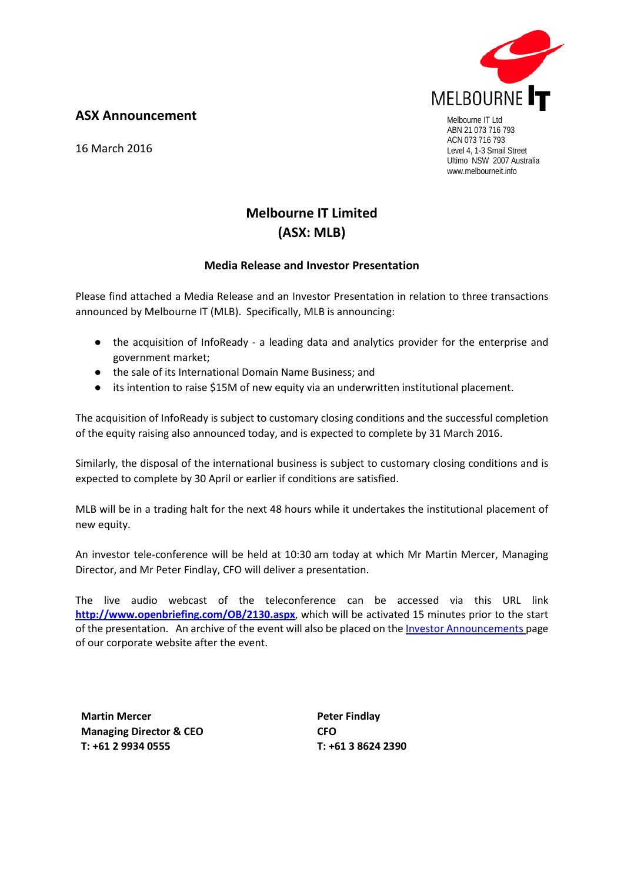## ASX Announcement

16 March 2016

MELBOURNE IT

Melbourne IT Ltd
ABN 21 073 716 793
ACN 073 716 793
Level 4, 1-3 Smail Street
Ultimo NSW 2007 Australia
www.melbourneit.info

# Melbourne IT Limited
# (ASX: MLB)

### Media Release and Investor Presentation

Please find attached a Media Release and an Investor Presentation in relation to three transactions announced by Melbourne IT (MLB). Specifically, MLB is announcing:

- the acquisition of InfoReady - a leading data and analytics provider for the enterprise and government market;
- the sale of its International Domain Name Business; and
- its intention to raise $15M of new equity via an underwritten institutional placement.

The acquisition of InfoReady is subject to customary closing conditions and the successful completion of the equity raising also announced today, and is expected to complete by 31 March 2016.

Similarly, the disposal of the international business is subject to customary closing conditions and is expected to complete by 30 April or earlier if conditions are satisfied.

MLB will be in a trading halt for the next 48 hours while it undertakes the institutional placement of new equity.

An investor tele-conference will be held at 10:30 am today at which Mr Martin Mercer, Managing Director, and Mr Peter Findlay, CFO will deliver a presentation.

The live audio webcast of the teleconference can be accessed via this URL link **http://www.openbriefing.com/OB/2130.aspx**, which will be activated 15 minutes prior to the start of the presentation. An archive of the event will also be placed on the Investor Announcements page of our corporate website after the event.

**Martin Mercer**
**Managing Director & CEO**
**T: +61 2 9934 0555**

**Peter Findlay**
**CFO**
**T: +61 3 8624 2390**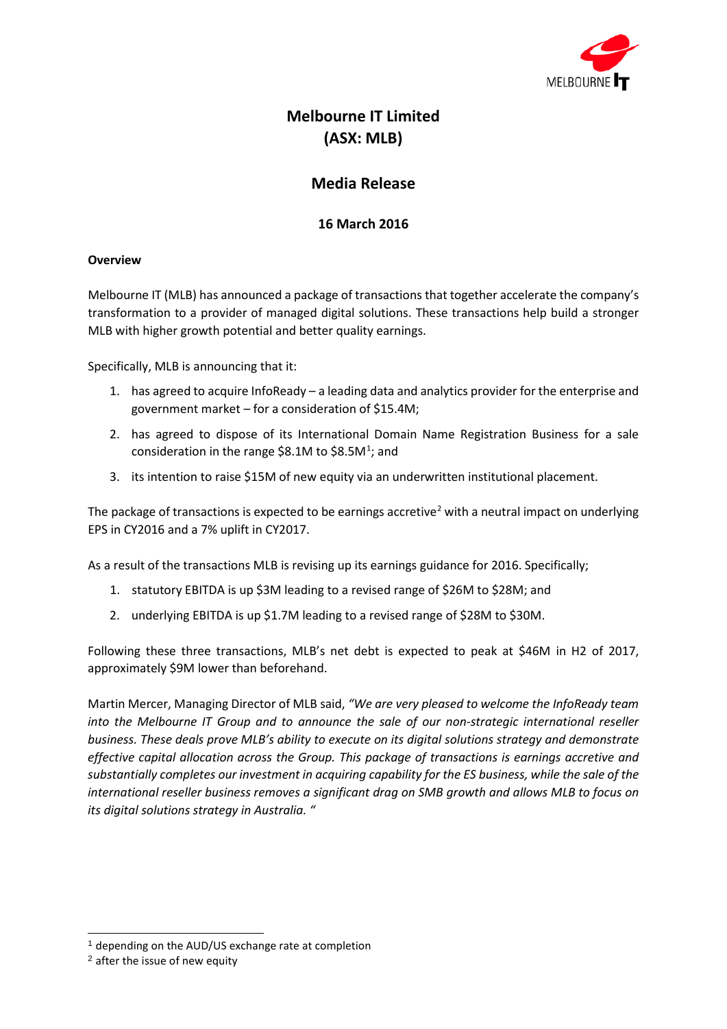# Melbourne IT Limited
# (ASX: MLB)

## Media Release

**16 March 2016**

**Overview**

Melbourne IT (MLB) has announced a package of transactions that together accelerate the company's transformation to a provider of managed digital solutions. These transactions help build a stronger MLB with higher growth potential and better quality earnings.

Specifically, MLB is announcing that it:

1. has agreed to acquire InfoReady – a leading data and analytics provider for the enterprise and government market – for a consideration of $15.4M;
2. has agreed to dispose of its International Domain Name Registration Business for a sale consideration in the range $8.1M to $8.5M[1]; and
3. its intention to raise $15M of new equity via an underwritten institutional placement.

The package of transactions is expected to be earnings accretive[2] with a neutral impact on underlying EPS in CY2016 and a 7% uplift in CY2017.

As a result of the transactions MLB is revising up its earnings guidance for 2016. Specifically;

1. statutory EBITDA is up $3M leading to a revised range of $26M to $28M; and
2. underlying EBITDA is up $1.7M leading to a revised range of $28M to $30M.

Following these three transactions, MLB's net debt is expected to peak at $46M in H2 of 2017, approximately $9M lower than beforehand.

Martin Mercer, Managing Director of MLB said, *"We are very pleased to welcome the InfoReady team into the Melbourne IT Group and to announce the sale of our non-strategic international reseller business. These deals prove MLB's ability to execute on its digital solutions strategy and demonstrate effective capital allocation across the Group. This package of transactions is earnings accretive and substantially completes our investment in acquiring capability for the ES business, while the sale of the international reseller business removes a significant drag on SMB growth and allows MLB to focus on its digital solutions strategy in Australia. "*

[1] depending on the AUD/US exchange rate at completion

[2] after the issue of new equity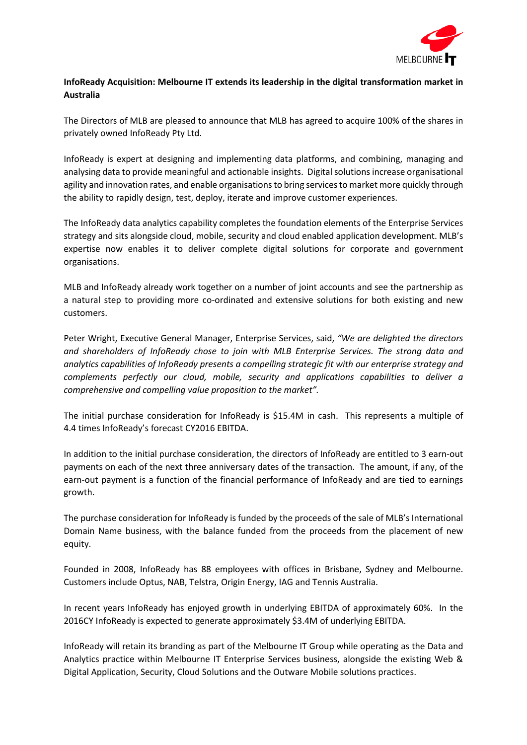**InfoReady Acquisition: Melbourne IT extends its leadership in the digital transformation market in Australia**

The Directors of MLB are pleased to announce that MLB has agreed to acquire 100% of the shares in privately owned InfoReady Pty Ltd.

InfoReady is expert at designing and implementing data platforms, and combining, managing and analysing data to provide meaningful and actionable insights. Digital solutions increase organisational agility and innovation rates, and enable organisations to bring services to market more quickly through the ability to rapidly design, test, deploy, iterate and improve customer experiences.

The InfoReady data analytics capability completes the foundation elements of the Enterprise Services strategy and sits alongside cloud, mobile, security and cloud enabled application development. MLB's expertise now enables it to deliver complete digital solutions for corporate and government organisations.

MLB and InfoReady already work together on a number of joint accounts and see the partnership as a natural step to providing more co-ordinated and extensive solutions for both existing and new customers.

Peter Wright, Executive General Manager, Enterprise Services, said, *"We are delighted the directors and shareholders of InfoReady chose to join with MLB Enterprise Services. The strong data and analytics capabilities of InfoReady presents a compelling strategic fit with our enterprise strategy and complements perfectly our cloud, mobile, security and applications capabilities to deliver a comprehensive and compelling value proposition to the market".*

The initial purchase consideration for InfoReady is $15.4M in cash. This represents a multiple of 4.4 times InfoReady's forecast CY2016 EBITDA.

In addition to the initial purchase consideration, the directors of InfoReady are entitled to 3 earn-out payments on each of the next three anniversary dates of the transaction. The amount, if any, of the earn-out payment is a function of the financial performance of InfoReady and are tied to earnings growth.

The purchase consideration for InfoReady is funded by the proceeds of the sale of MLB's International Domain Name business, with the balance funded from the proceeds from the placement of new equity.

Founded in 2008, InfoReady has 88 employees with offices in Brisbane, Sydney and Melbourne. Customers include Optus, NAB, Telstra, Origin Energy, IAG and Tennis Australia.

In recent years InfoReady has enjoyed growth in underlying EBITDA of approximately 60%. In the 2016CY InfoReady is expected to generate approximately $3.4M of underlying EBITDA.

InfoReady will retain its branding as part of the Melbourne IT Group while operating as the Data and Analytics practice within Melbourne IT Enterprise Services business, alongside the existing Web & Digital Application, Security, Cloud Solutions and the Outware Mobile solutions practices.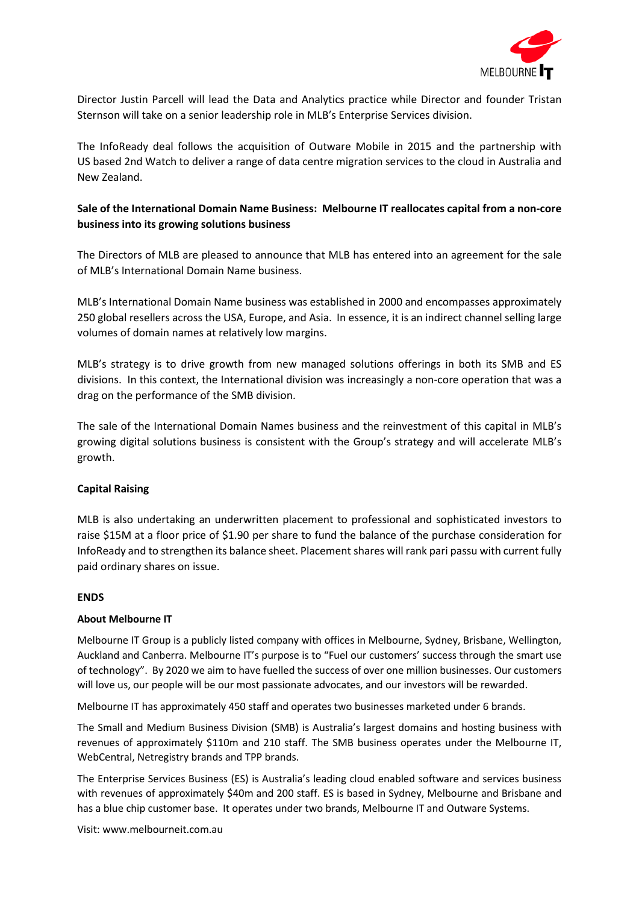Director Justin Parcell will lead the Data and Analytics practice while Director and founder Tristan Sternson will take on a senior leadership role in MLB's Enterprise Services division.

The InfoReady deal follows the acquisition of Outware Mobile in 2015 and the partnership with US based 2nd Watch to deliver a range of data centre migration services to the cloud in Australia and New Zealand.

**Sale of the International Domain Name Business: Melbourne IT reallocates capital from a non-core business into its growing solutions business**

The Directors of MLB are pleased to announce that MLB has entered into an agreement for the sale of MLB's International Domain Name business.

MLB's International Domain Name business was established in 2000 and encompasses approximately 250 global resellers across the USA, Europe, and Asia. In essence, it is an indirect channel selling large volumes of domain names at relatively low margins.

MLB's strategy is to drive growth from new managed solutions offerings in both its SMB and ES divisions. In this context, the International division was increasingly a non-core operation that was a drag on the performance of the SMB division.

The sale of the International Domain Names business and the reinvestment of this capital in MLB's growing digital solutions business is consistent with the Group's strategy and will accelerate MLB's growth.

**Capital Raising**

MLB is also undertaking an underwritten placement to professional and sophisticated investors to raise $15M at a floor price of $1.90 per share to fund the balance of the purchase consideration for InfoReady and to strengthen its balance sheet. Placement shares will rank pari passu with current fully paid ordinary shares on issue.

**ENDS**

**About Melbourne IT**

Melbourne IT Group is a publicly listed company with offices in Melbourne, Sydney, Brisbane, Wellington, Auckland and Canberra. Melbourne IT's purpose is to "Fuel our customers' success through the smart use of technology". By 2020 we aim to have fuelled the success of over one million businesses. Our customers will love us, our people will be our most passionate advocates, and our investors will be rewarded.

Melbourne IT has approximately 450 staff and operates two businesses marketed under 6 brands.

The Small and Medium Business Division (SMB) is Australia's largest domains and hosting business with revenues of approximately $110m and 210 staff. The SMB business operates under the Melbourne IT, WebCentral, Netregistry brands and TPP brands.

The Enterprise Services Business (ES) is Australia's leading cloud enabled software and services business with revenues of approximately $40m and 200 staff. ES is based in Sydney, Melbourne and Brisbane and has a blue chip customer base. It operates under two brands, Melbourne IT and Outware Systems.

Visit: www.melbourneit.com.au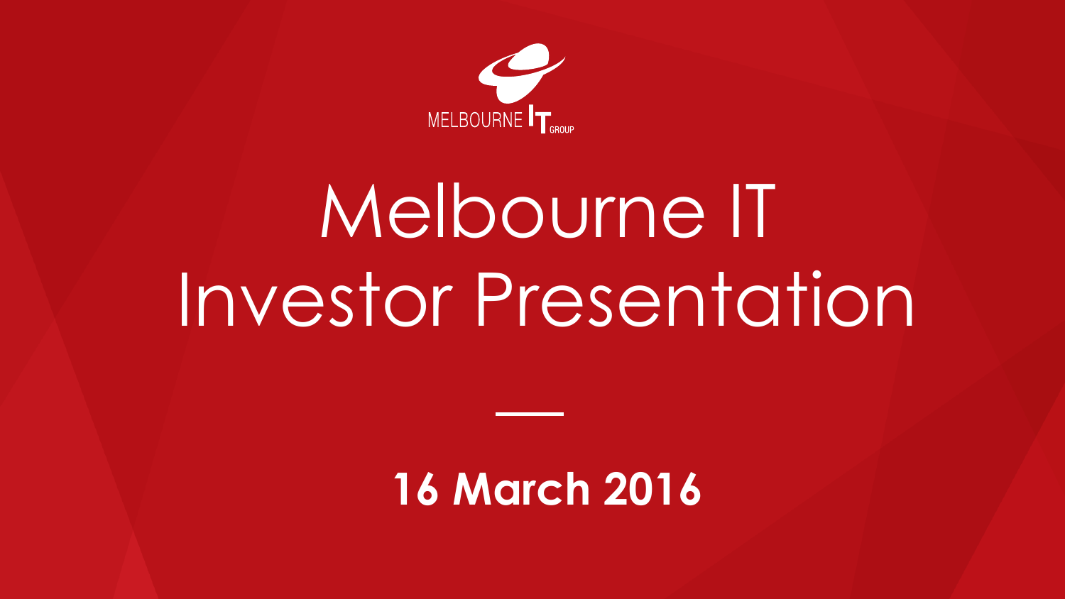MELBOURNE IT GROUP

# Melbourne IT Investor Presentation

**16 March 2016**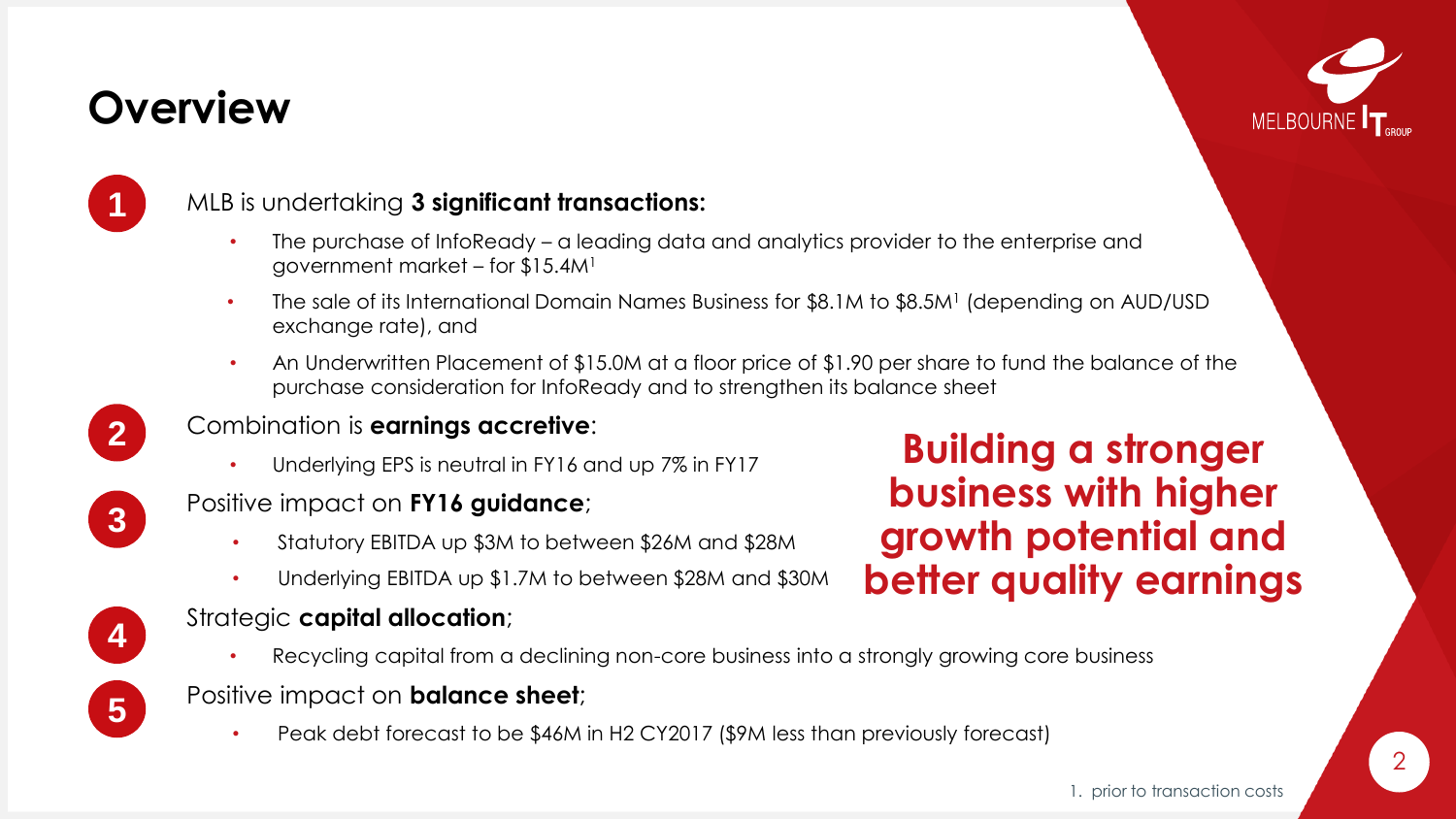# Overview

MELBOURNE IT GROUP

1. MLB is undertaking **3 significant transactions:**
    - The purchase of InfoReady – a leading data and analytics provider to the enterprise and government market – for $15.4M[1]
    - The sale of its International Domain Names Business for $8.1M to $8.5M[1] (depending on AUD/USD exchange rate), and
    - An Underwritten Placement of $15.0M at a floor price of $1.90 per share to fund the balance of the purchase consideration for InfoReady and to strengthen its balance sheet
2. Combination is **earnings accretive**:
    - Underlying EPS is neutral in FY16 and up 7% in FY17
3. Positive impact on **FY16 guidance**;
    - Statutory EBITDA up $3M to between $26M and $28M
    - Underlying EBITDA up $1.7M to between $28M and $30M
4. Strategic **capital allocation**;
    - Recycling capital from a declining non-core business into a strongly growing core business
5. Positive impact on **balance sheet**;
    - Peak debt forecast to be $46M in H2 CY2017 ($9M less than previously forecast)

**Building a stronger business with higher growth potential and better quality earnings**

1. prior to transaction costs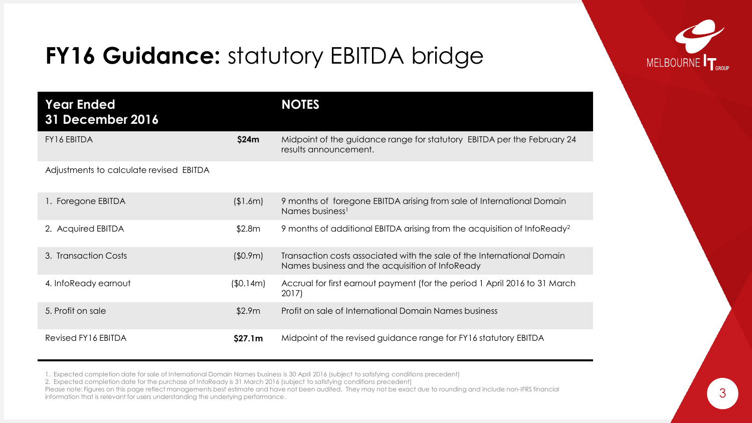# **FY16 Guidance:** statutory EBITDA bridge

| Year Ended 31 December 2016 | | NOTES |
|---|---|---|
| FY16 EBITDA | **$24m** | Midpoint of the guidance range for statutory EBITDA per the February 24 results announcement. |
| Adjustments to calculate revised EBITDA | | |
| 1. Foregone EBITDA | ($1.6m) | 9 months of foregone EBITDA arising from sale of International Domain Names business[1] |
| 2. Acquired EBITDA | $2.8m | 9 months of additional EBITDA arising from the acquisition of InfoReady[2] |
| 3. Transaction Costs | ($0.9m) | Transaction costs associated with the sale of the International Domain Names business and the acquisition of InfoReady |
| 4. InfoReady earnout | ($0.14m) | Accrual for first earnout payment (for the period 1 April 2016 to 31 March 2017) |
| 5. Profit on sale | $2.9m | Profit on sale of International Domain Names business |
| Revised FY16 EBITDA | **$27.1m** | Midpoint of the revised guidance range for FY16 statutory EBITDA |

1. Expected completion date for sale of International Domain Names business is 30 April 2016 (subject to satisfying conditions precedent)
2. Expected completion date for the purchase of InfoReady is 31 March 2016 (subject to satisfying conditions precedent)

Please note: Figures on this page reflect managements best estimate and have not been audited. They may not be exact due to rounding and include non-IFRS financial information that is relevant for users understanding the underlying performance.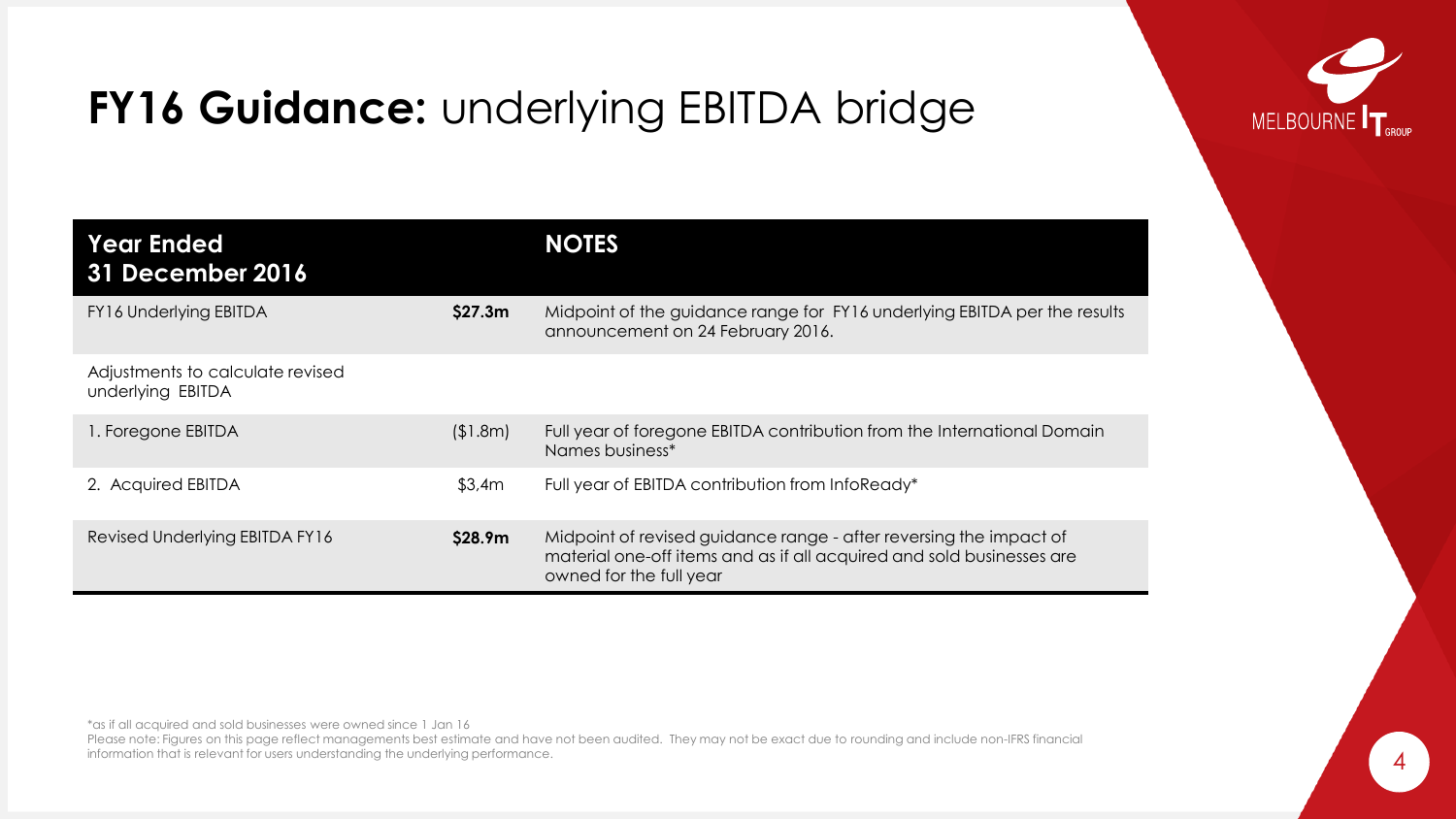# **FY16 Guidance:** underlying EBITDA bridge

| **Year Ended 31 December 2016** | | **NOTES** |
| --- | --- | --- |
| FY16 Underlying EBITDA | **$27.3m** | Midpoint of the guidance range for FY16 underlying EBITDA per the results announcement on 24 February 2016. |
| Adjustments to calculate revised underlying EBITDA | | |
| 1. Foregone EBITDA | ($1.8m) | Full year of foregone EBITDA contribution from the International Domain Names business* |
| 2. Acquired EBITDA | $3,4m | Full year of EBITDA contribution from InfoReady* |
| Revised Underlying EBITDA FY16 | **$28.9m** | Midpoint of revised guidance range - after reversing the impact of material one-off items and as if all acquired and sold businesses are owned for the full year |

*as if all acquired and sold businesses were owned since 1 Jan 16

Please note: Figures on this page reflect managements best estimate and have not been audited. They may not be exact due to rounding and include non-IFRS financial information that is relevant for users understanding the underlying performance.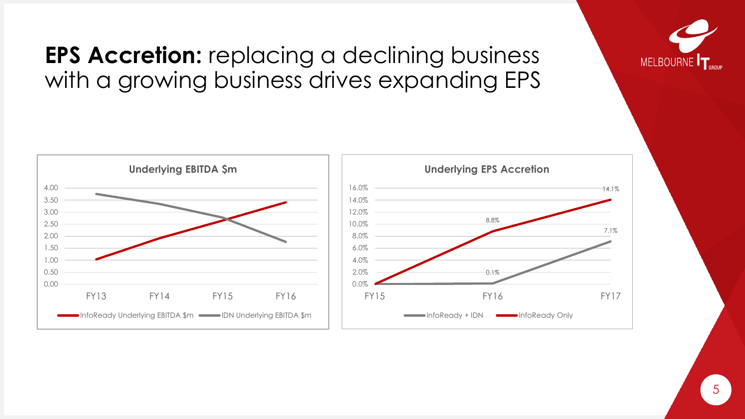# **EPS Accretion:** replacing a declining business with a growing business drives expanding EPS

**Underlying EBITDA $m**

4.00
3.50
3.00
2.50
2.00
1.50
1.00
0.50
0.00

FY13 FY14 FY15 FY16

InfoReady Underlying EBITDA $m
IDN Underlying EBITDA $m

**Underlying EPS Accretion**

16.0%
14.0%
12.0%
10.0%
8.0%
6.0%
4.0%
2.0%
0.0%

14.1%
8.8%
7.1%
0.1%

FY15 FY16 FY17

InfoReady + IDN
InfoReady Only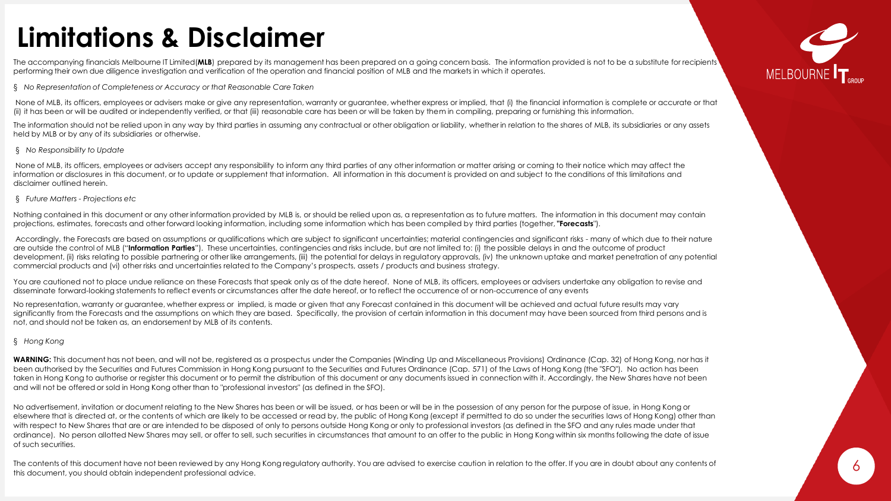# Limitations & Disclaimer

The accompanying financials Melbourne IT Limited(**MLB**) prepared by its management has been prepared on a going concern basis. The information provided is not to be a substitute for recipients performing their own due diligence investigation and verification of the operation and financial position of MLB and the markets in which it operates.

§ *No Representation of Completeness or Accuracy or that Reasonable Care Taken*

None of MLB, its officers, employees or advisers make or give any representation, warranty or guarantee, whether express or implied, that (i) the financial information is complete or accurate or that (ii) it has been or will be audited or independently verified, or that (iii) reasonable care has been or will be taken by them in compiling, preparing or furnishing this information.

The information should not be relied upon in any way by third parties in assuming any contractual or other obligation or liability, whether in relation to the shares of MLB, its subsidiaries or any assets held by MLB or by any of its subsidiaries or otherwise.

§ *No Responsibility to Update*

None of MLB, its officers, employees or advisers accept any responsibility to inform any third parties of any other information or matter arising or coming to their notice which may affect the information or disclosures in this document, or to update or supplement that information. All information in this document is provided on and subject to the conditions of this limitations and disclaimer outlined herein.

§ *Future Matters - Projections etc*

Nothing contained in this document or any other information provided by MLB is, or should be relied upon as, a representation as to future matters. The information in this document may contain projections, estimates, forecasts and other forward looking information, including some information which has been compiled by third parties (together, "**Forecasts**").

Accordingly, the Forecasts are based on assumptions or qualifications which are subject to significant uncertainties; material contingencies and significant risks - many of which due to their nature are outside the control of MLB ("**Information Parties**"). These uncertainties, contingencies and risks include, but are not limited to: (i) the possible delays in and the outcome of product development, (ii) risks relating to possible partnering or other like arrangements, (iii) the potential for delays in regulatory approvals, (iv) the unknown uptake and market penetration of any potential commercial products and (vi) other risks and uncertainties related to the Company's prospects, assets / products and business strategy.

You are cautioned not to place undue reliance on these Forecasts that speak only as of the date hereof. None of MLB, its officers, employees or advisers undertake any obligation to revise and disseminate forward-looking statements to reflect events or circumstances after the date hereof, or to reflect the occurrence of or non-occurrence of any events

No representation, warranty or guarantee, whether express or implied, is made or given that any Forecast contained in this document will be achieved and actual future results may vary significantly from the Forecasts and the assumptions on which they are based. Specifically, the provision of certain information in this document may have been sourced from third persons and is not, and should not be taken as, an endorsement by MLB of its contents.

§ *Hong Kong*

**WARNING:** This document has not been, and will not be, registered as a prospectus under the Companies (Winding Up and Miscellaneous Provisions) Ordinance (Cap. 32) of Hong Kong, nor has it been authorised by the Securities and Futures Commission in Hong Kong pursuant to the Securities and Futures Ordinance (Cap. 571) of the Laws of Hong Kong (the "SFO"). No action has been taken in Hong Kong to authorise or register this document or to permit the distribution of this document or any documents issued in connection with it. Accordingly, the New Shares have not been and will not be offered or sold in Hong Kong other than to "professional investors" (as defined in the SFO).

No advertisement, invitation or document relating to the New Shares has been or will be issued, or has been or will be in the possession of any person for the purpose of issue, in Hong Kong or elsewhere that is directed at, or the contents of which are likely to be accessed or read by, the public of Hong Kong (except if permitted to do so under the securities laws of Hong Kong) other than with respect to New Shares that are or are intended to be disposed of only to persons outside Hong Kong or only to professional investors (as defined in the SFO and any rules made under that ordinance). No person allotted New Shares may sell, or offer to sell, such securities in circumstances that amount to an offer to the public in Hong Kong within six months following the date of issue of such securities.

The contents of this document have not been reviewed by any Hong Kong regulatory authority. You are advised to exercise caution in relation to the offer. If you are in doubt about any contents of this document, you should obtain independent professional advice.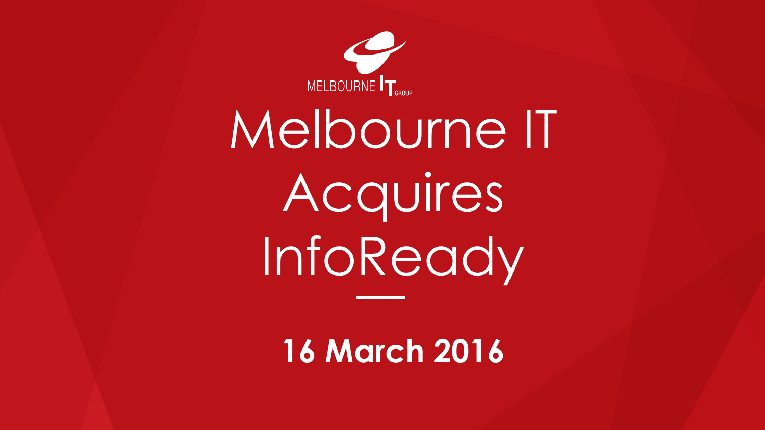MELBOURNE IT GROUP

# Melbourne IT Acquires InfoReady

**16 March 2016**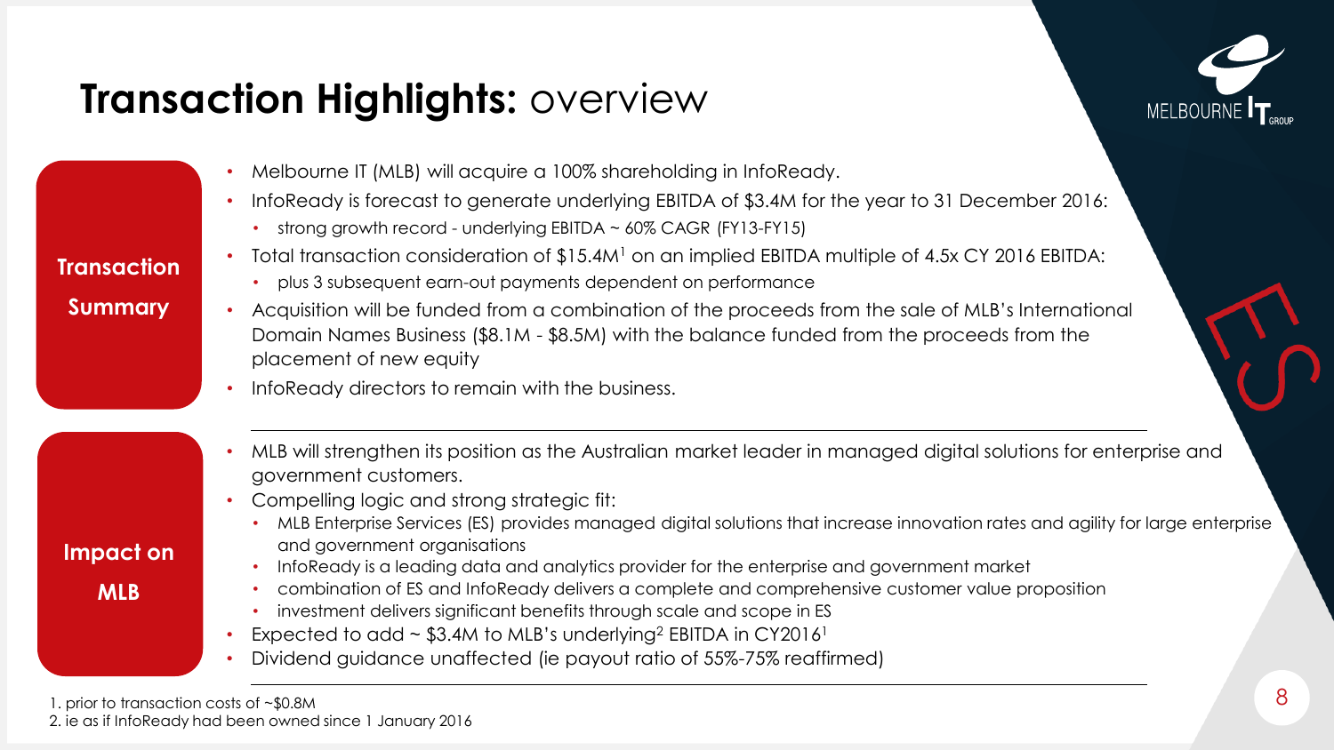# Transaction Highlights: overview

**Transaction Summary**

- Melbourne IT (MLB) will acquire a 100% shareholding in InfoReady.
- InfoReady is forecast to generate underlying EBITDA of $3.4M for the year to 31 December 2016:
  - strong growth record - underlying EBITDA ~ 60% CAGR (FY13-FY15)
- Total transaction consideration of $15.4M[1] on an implied EBITDA multiple of 4.5x CY 2016 EBITDA:
  - plus 3 subsequent earn-out payments dependent on performance
- Acquisition will be funded from a combination of the proceeds from the sale of MLB's International Domain Names Business ($8.1M - $8.5M) with the balance funded from the proceeds from the placement of new equity
- InfoReady directors to remain with the business.

**Impact on MLB**

- MLB will strengthen its position as the Australian market leader in managed digital solutions for enterprise and government customers.
- Compelling logic and strong strategic fit:
  - MLB Enterprise Services (ES) provides managed digital solutions that increase innovation rates and agility for large enterprise and government organisations
  - InfoReady is a leading data and analytics provider for the enterprise and government market
  - combination of ES and InfoReady delivers a complete and comprehensive customer value proposition
  - investment delivers significant benefits through scale and scope in ES
- Expected to add ~ $3.4M to MLB's underlying[2] EBITDA in CY2016[1]
- Dividend guidance unaffected (ie payout ratio of 55%-75% reaffirmed)

1. prior to transaction costs of ~$0.8M
2. ie as if InfoReady had been owned since 1 January 2016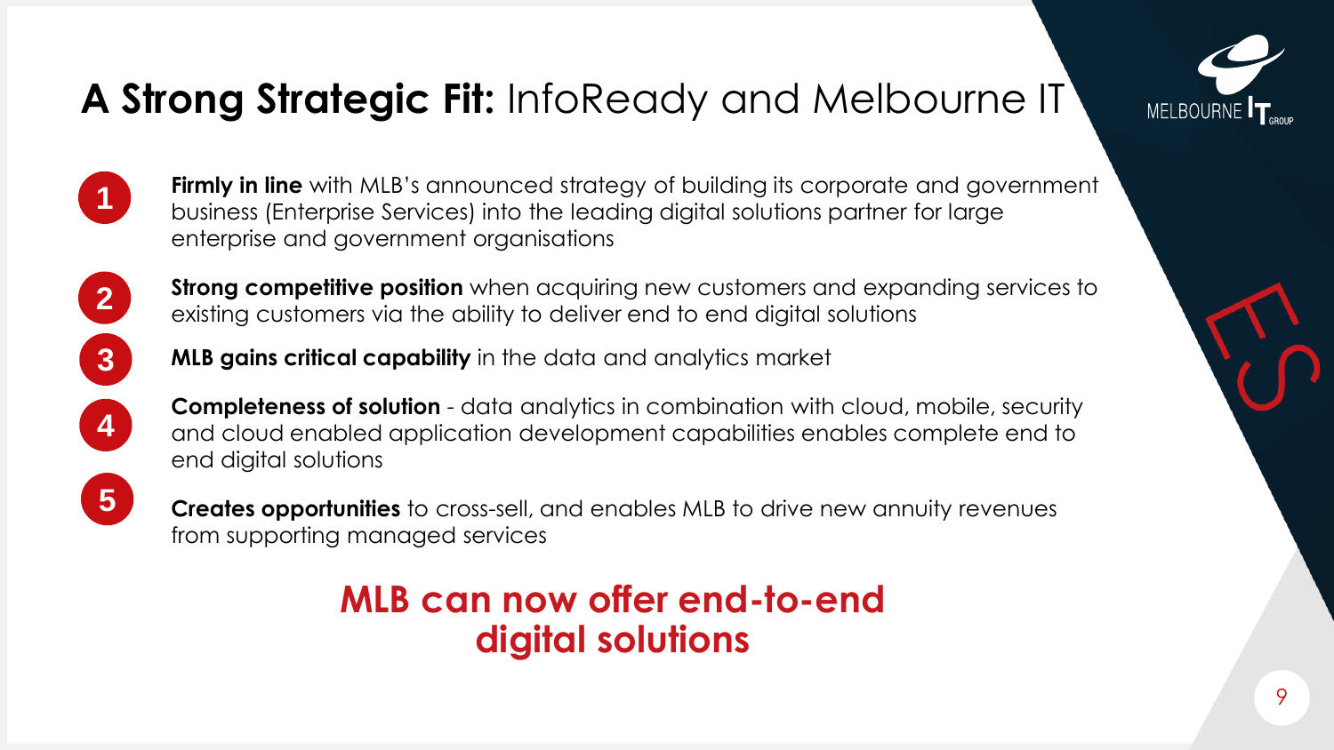# **A Strong Strategic Fit:** InfoReady and Melbourne IT

1. **Firmly in line** with MLB's announced strategy of building its corporate and government business (Enterprise Services) into the leading digital solutions partner for large enterprise and government organisations
2. **Strong competitive position** when acquiring new customers and expanding services to existing customers via the ability to deliver end to end digital solutions
3. **MLB gains critical capability** in the data and analytics market
4. **Completeness of solution** - data analytics in combination with cloud, mobile, security and cloud enabled application development capabilities enables complete end to end digital solutions
5. **Creates opportunities** to cross-sell, and enables MLB to drive new annuity revenues from supporting managed services

**MLB can now offer end-to-end digital solutions**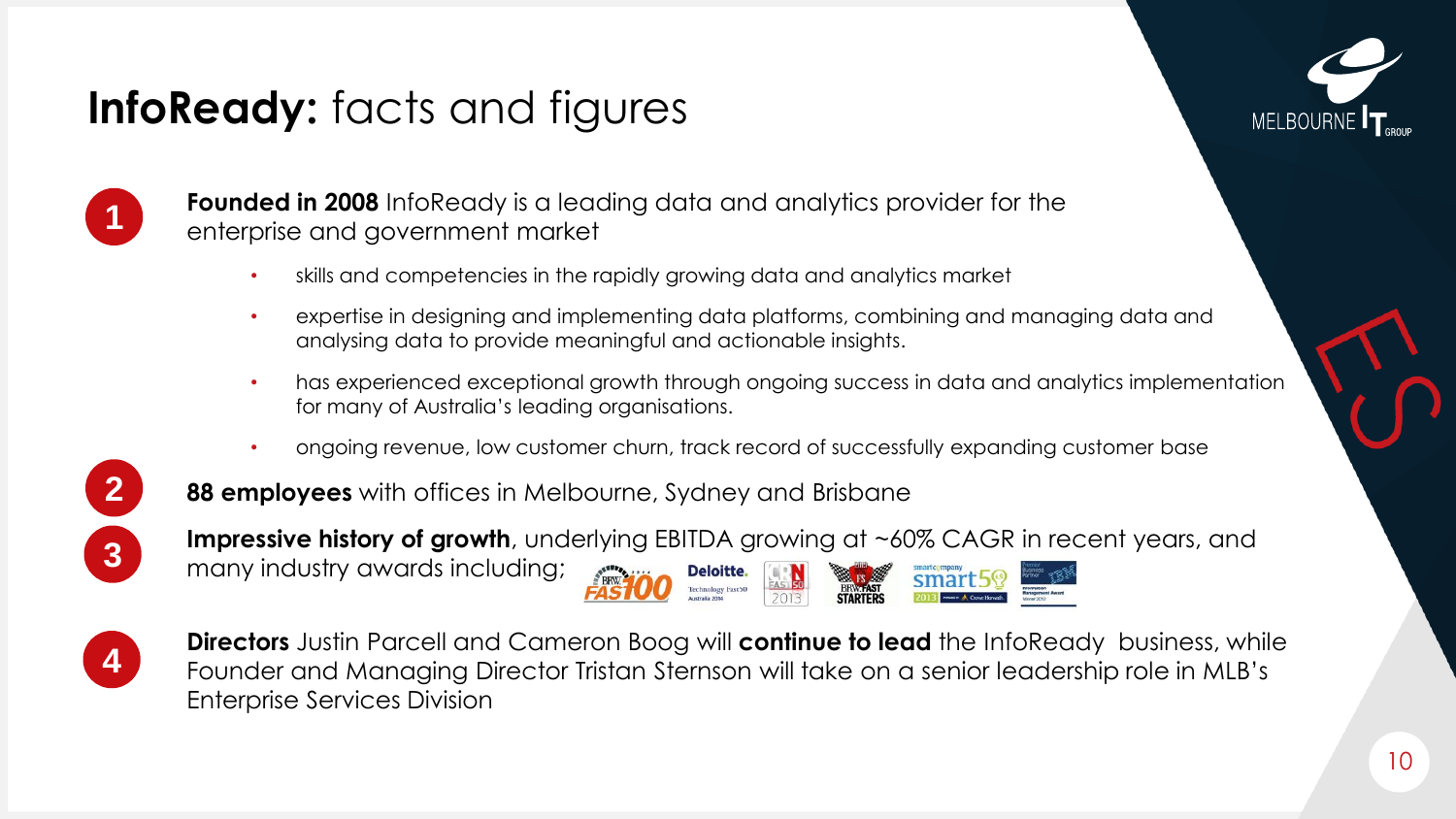# **InfoReady:** facts and figures

1. **Founded in 2008** InfoReady is a leading data and analytics provider for the enterprise and government market
   - skills and competencies in the rapidly growing data and analytics market
   - expertise in designing and implementing data platforms, combining and managing data and analysing data to provide meaningful and actionable insights.
   - has experienced exceptional growth through ongoing success in data and analytics implementation for many of Australia's leading organisations.
   - ongoing revenue, low customer churn, track record of successfully expanding customer base

2. **88 employees** with offices in Melbourne, Sydney and Brisbane

3. **Impressive history of growth**, underlying EBITDA growing at ~60% CAGR in recent years, and many industry awards including;

4. **Directors** Justin Parcell and Cameron Boog will **continue to lead** the InfoReady business, while Founder and Managing Director Tristan Sternson will take on a senior leadership role in MLB's Enterprise Services Division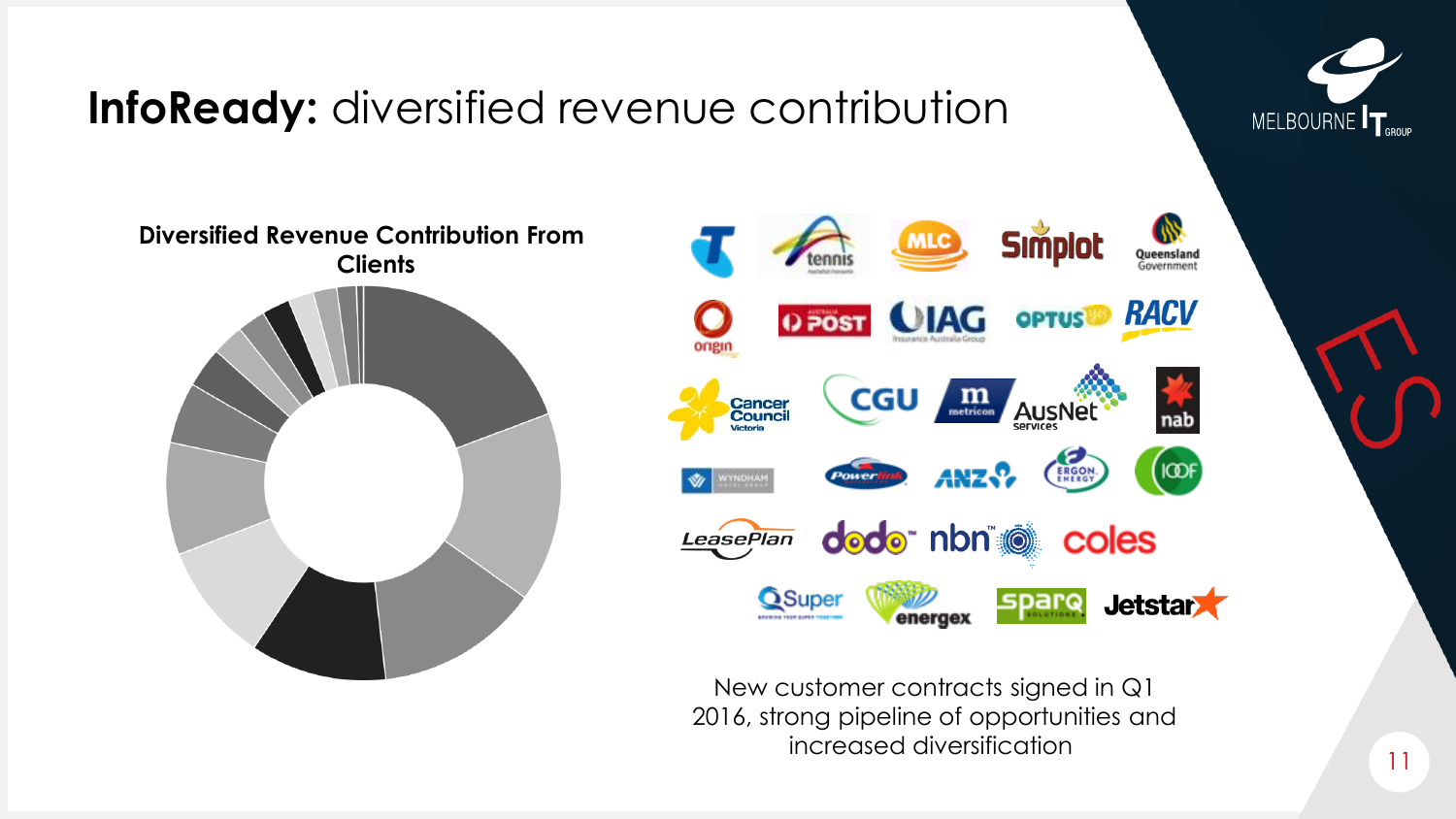# **InfoReady:** diversified revenue contribution

**Diversified Revenue Contribution From Clients**

New customer contracts signed in Q1 2016, strong pipeline of opportunities and increased diversification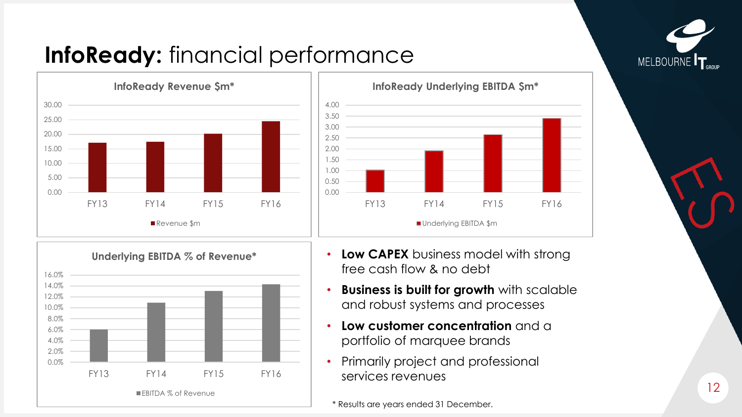# **InfoReady:** financial performance

InfoReady Revenue $m*

30.00
25.00
20.00
15.00
10.00
5.00
0.00

FY13 FY14 FY15 FY16

Revenue $m

InfoReady Underlying EBITDA $m*

4.00
3.50
3.00
2.50
2.00
1.50
1.00
0.50
0.00

FY13 FY14 FY15 FY16

Underlying EBITDA $m

Underlying EBITDA % of Revenue*

16.0%
14.0%
12.0%
10.0%
8.0%
6.0%
4.0%
2.0%
0.0%

FY13 FY14 FY15 FY16

EBITDA % of Revenue

- **Low CAPEX** business model with strong free cash flow & no debt
- **Business is built for growth** with scalable and robust systems and processes
- **Low customer concentration** and a portfolio of marquee brands
- Primarily project and professional services revenues

\* Results are years ended 31 December.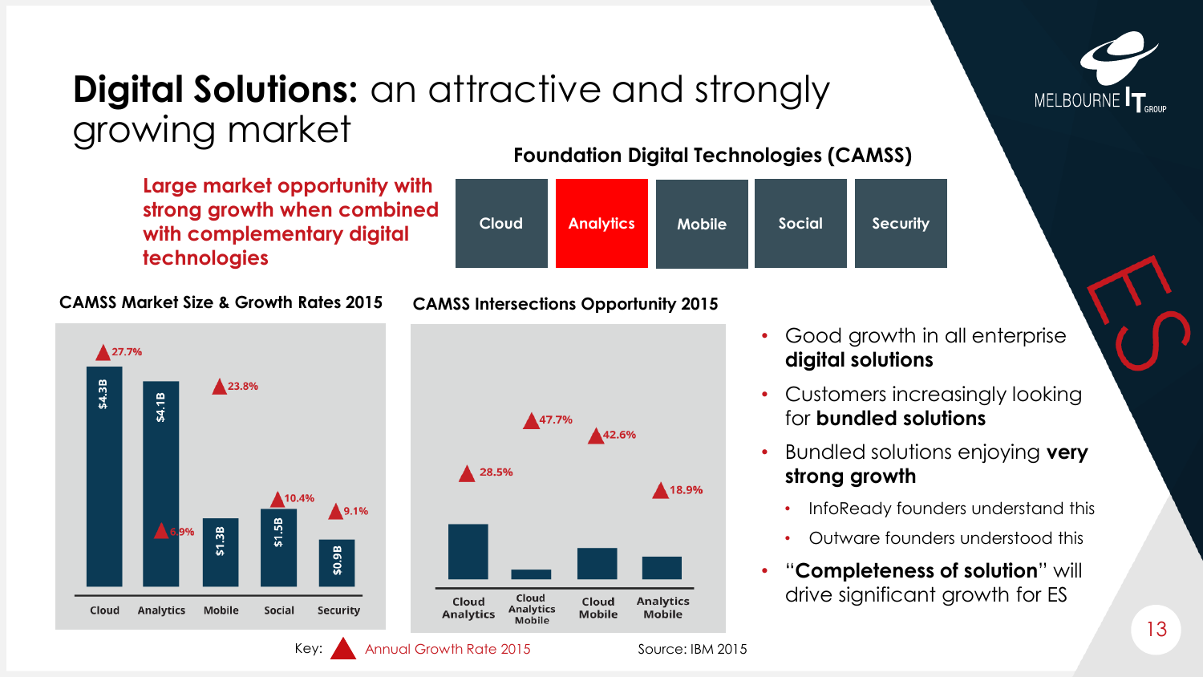# **Digital Solutions:** an attractive and strongly growing market

**Foundation Digital Technologies (CAMSS)**

Cloud | Analytics | Mobile | Social | Security

**Large market opportunity with strong growth when combined with complementary digital technologies**

**CAMSS Market Size & Growth Rates 2015**

27.7%
$4.3B
Cloud

6.9%
$4.1B
Analytics

23.8%
$1.3B
Mobile

10.4%
$1.5B
Social

9.1%
$0.9B
Security

**CAMSS Intersections Opportunity 2015**

28.5%
Cloud Analytics

47.7%
Cloud Analytics Mobile

42.6%
Cloud Mobile

18.9%
Analytics Mobile

Key: Annual Growth Rate 2015

Source: IBM 2015

- Good growth in all enterprise **digital solutions**
- Customers increasingly looking for **bundled solutions**
- Bundled solutions enjoying **very strong growth**
  - InfoReady founders understand this
  - Outware founders understood this
- "**Completeness of solution**" will drive significant growth for ES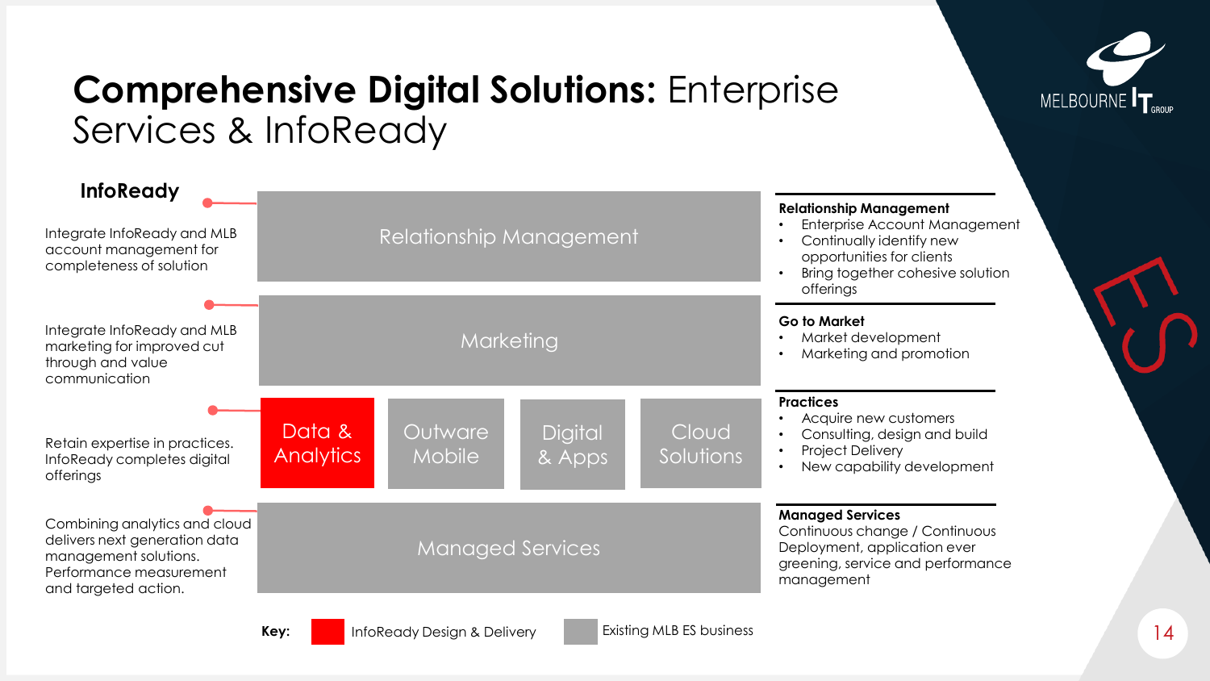# **Comprehensive Digital Solutions:** Enterprise Services & InfoReady

**InfoReady**

Integrate InfoReady and MLB account management for completeness of solution

Integrate InfoReady and MLB marketing for improved cut through and value communication

Retain expertise in practices. InfoReady completes digital offerings

Combining analytics and cloud delivers next generation data management solutions. Performance measurement and targeted action.

Relationship Management

Marketing

Data & Analytics

Outware Mobile

Digital & Apps

Cloud Solutions

Managed Services

**Relationship Management**

- Enterprise Account Management
- Continually identify new opportunities for clients
- Bring together cohesive solution offerings

**Go to Market**

- Market development
- Marketing and promotion

**Practices**

- Acquire new customers
- Consulting, design and build
- Project Delivery
- New capability development

**Managed Services**

Continuous change / Continuous Deployment, application ever greening, service and performance management

**Key:** InfoReady Design & Delivery | Existing MLB ES business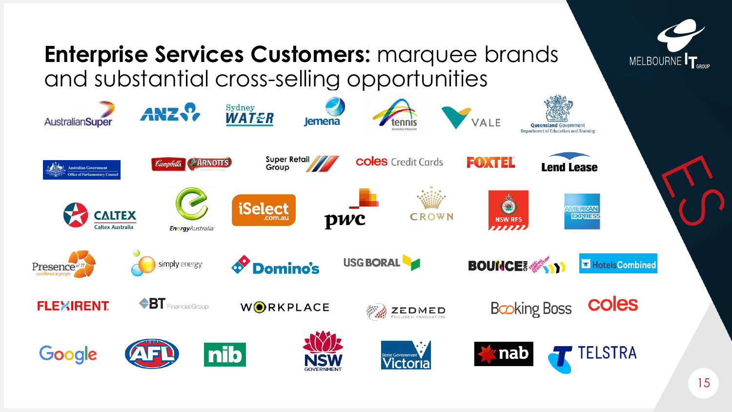# **Enterprise Services Customers:** marquee brands and substantial cross-selling opportunities

AustralianSuper, ANZ, Sydney Water, Jemena, Tennis Australia, Vale, Queensland Government Department of Education and Training

Australian Government Office of Parliamentary Counsel, Campbell's Arnott's, Super Retail Group, Coles Credit Cards, Foxtel, Lend Lease

Caltex Australia, EnergyAustralia, iSelect.com.au, pwc, Crown, NSW RFS, American Express

Presence of IT, simply energy, Domino's, USG Boral, Bounce Inc, HotelsCombined

Flexirent, BT Financial Group, Workplace, Zedmed, Booking Boss, Coles

Google, AFL, nib, NSW Government, State Government Victoria, nab, Telstra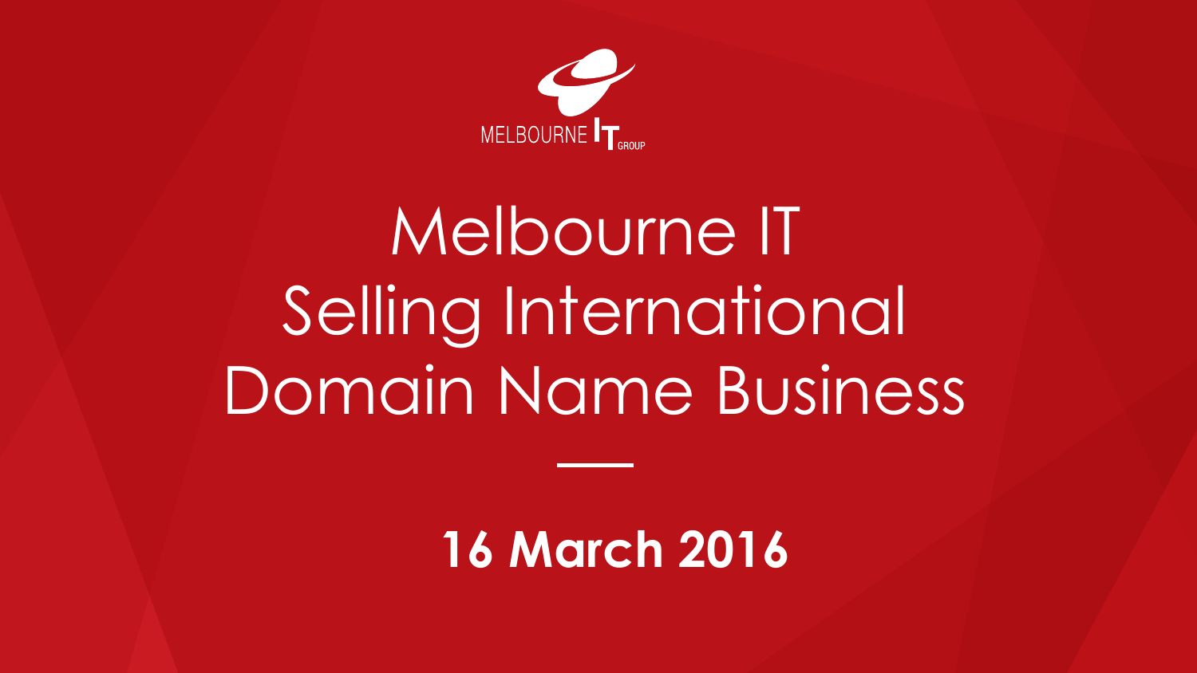MELBOURNE IT GROUP

# Melbourne IT Selling International Domain Name Business

**16 March 2016**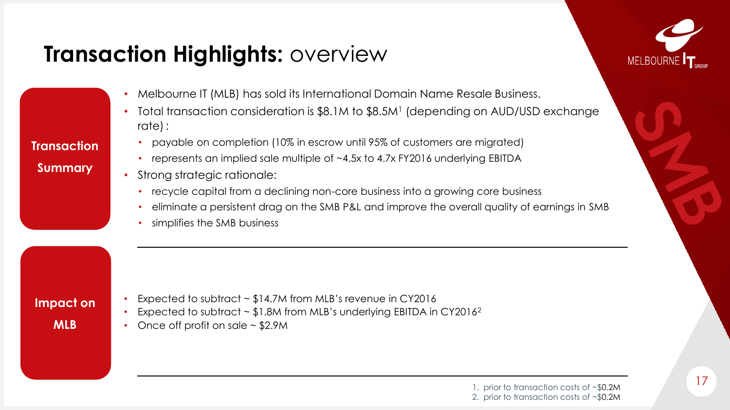# **Transaction Highlights:** overview

**Transaction Summary**

- Melbourne IT (MLB) has sold its International Domain Name Resale Business.
- Total transaction consideration is $8.1M to $8.5M[1] (depending on AUD/USD exchange rate) :
  - payable on completion (10% in escrow until 95% of customers are migrated)
  - represents an implied sale multiple of ~4.5x to 4.7x FY2016 underlying EBITDA
- Strong strategic rationale:
  - recycle capital from a declining non-core business into a growing core business
  - eliminate a persistent drag on the SMB P&L and improve the overall quality of earnings in SMB
  - simplifies the SMB business

**Impact on MLB**

- Expected to subtract ~ $14.7M from MLB's revenue in CY2016
- Expected to subtract ~ $1.8M from MLB's underlying EBITDA in CY2016[2]
- Once off profit on sale ~ $2.9M

1. prior to transaction costs of ~$0.2M
2. prior to transaction costs of ~$0.2M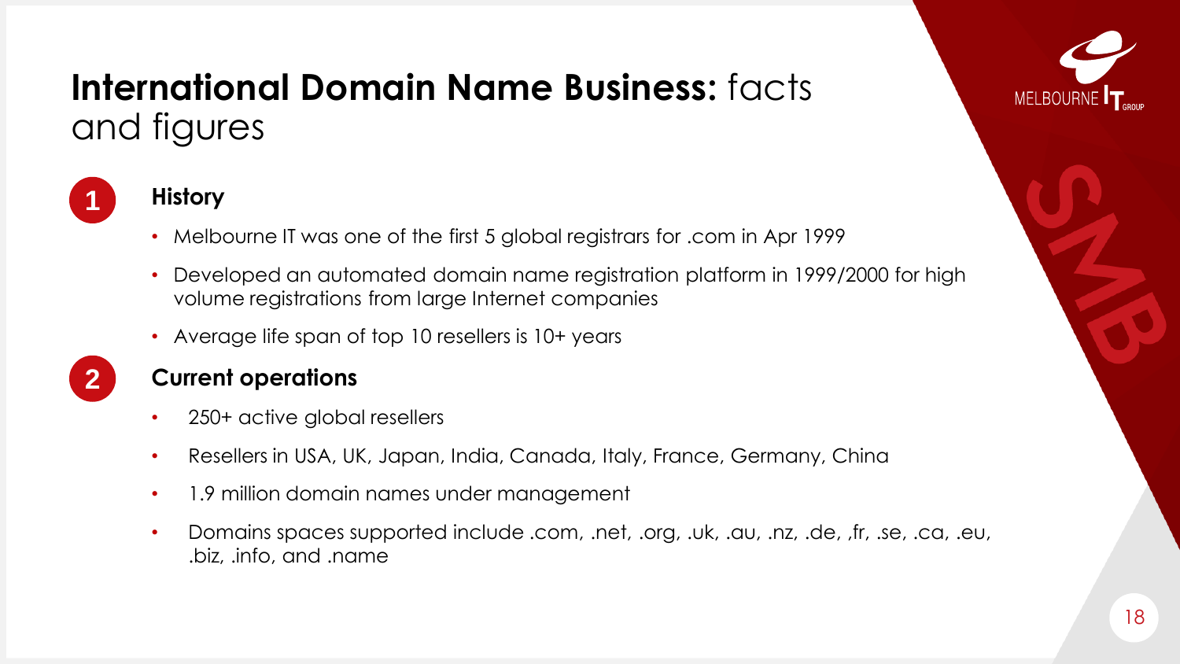# **International Domain Name Business:** facts and figures

## 1 History

- Melbourne IT was one of the first 5 global registrars for .com in Apr 1999
- Developed an automated domain name registration platform in 1999/2000 for high volume registrations from large Internet companies
- Average life span of top 10 resellers is 10+ years

## 2 Current operations

- 250+ active global resellers
- Resellers in USA, UK, Japan, India, Canada, Italy, France, Germany, China
- 1.9 million domain names under management
- Domains spaces supported include .com, .net, .org, .uk, .au, .nz, .de, ,fr, .se, .ca, .eu, .biz, .info, and .name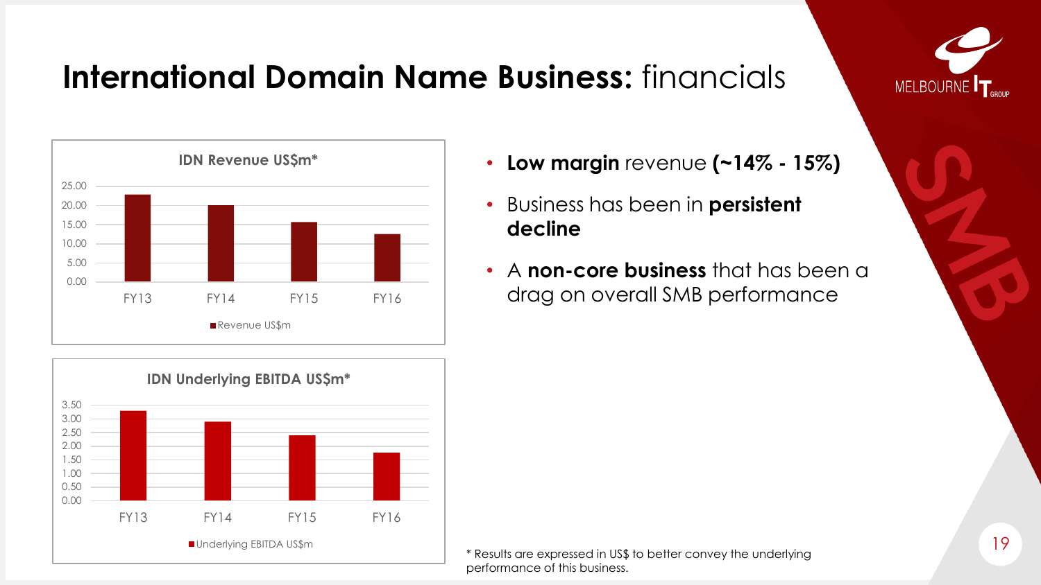# International Domain Name Business: financials

IDN Revenue US$m*

25.00
20.00
15.00
10.00
5.00
0.00

FY13 FY14 FY15 FY16

Revenue US$m

IDN Underlying EBITDA US$m*

3.50
3.00
2.50
2.00
1.50
1.00
0.50
0.00

FY13 FY14 FY15 FY16

Underlying EBITDA US$m

- **Low margin** revenue **(~14% - 15%)**
- Business has been in **persistent decline**
- A **non-core business** that has been a drag on overall SMB performance

* Results are expressed in US$ to better convey the underlying performance of this business.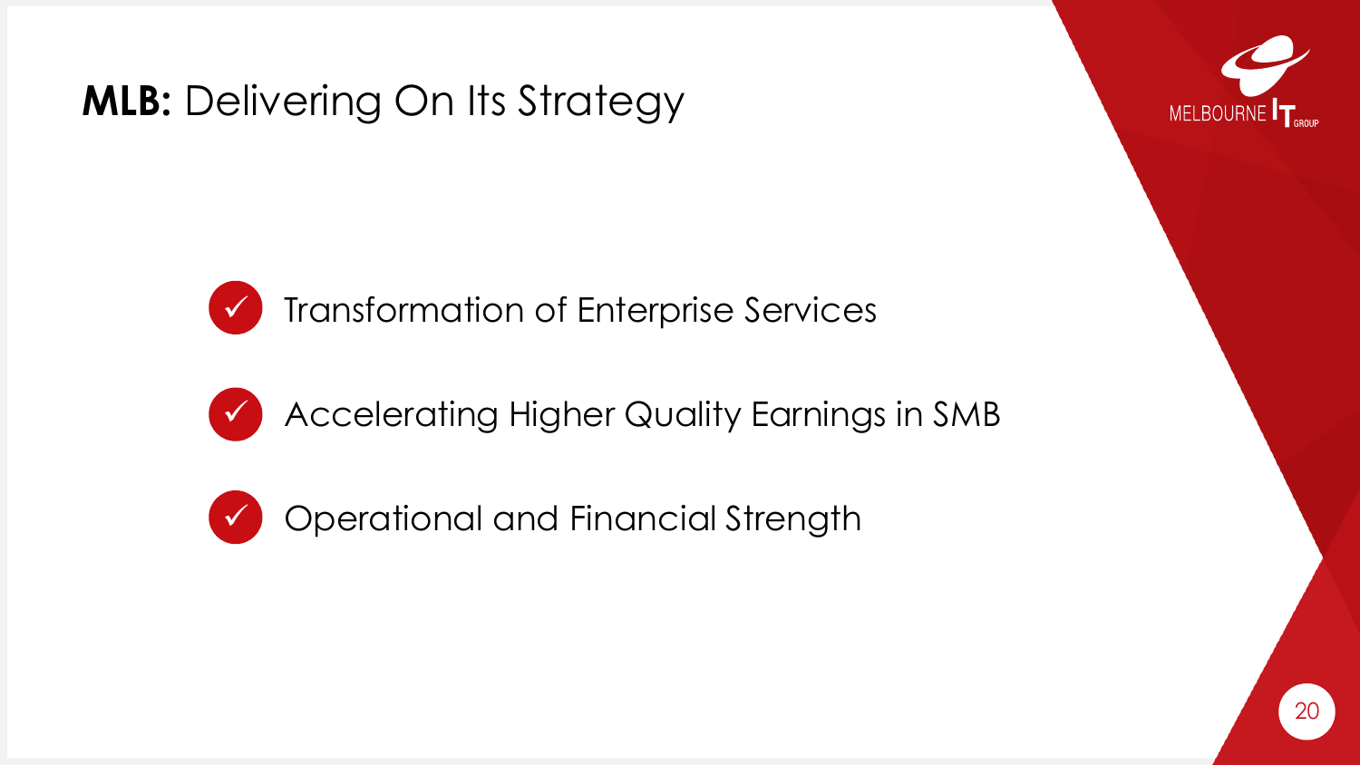# **MLB:** Delivering On Its Strategy

- ✓ Transformation of Enterprise Services
- ✓ Accelerating Higher Quality Earnings in SMB
- ✓ Operational and Financial Strength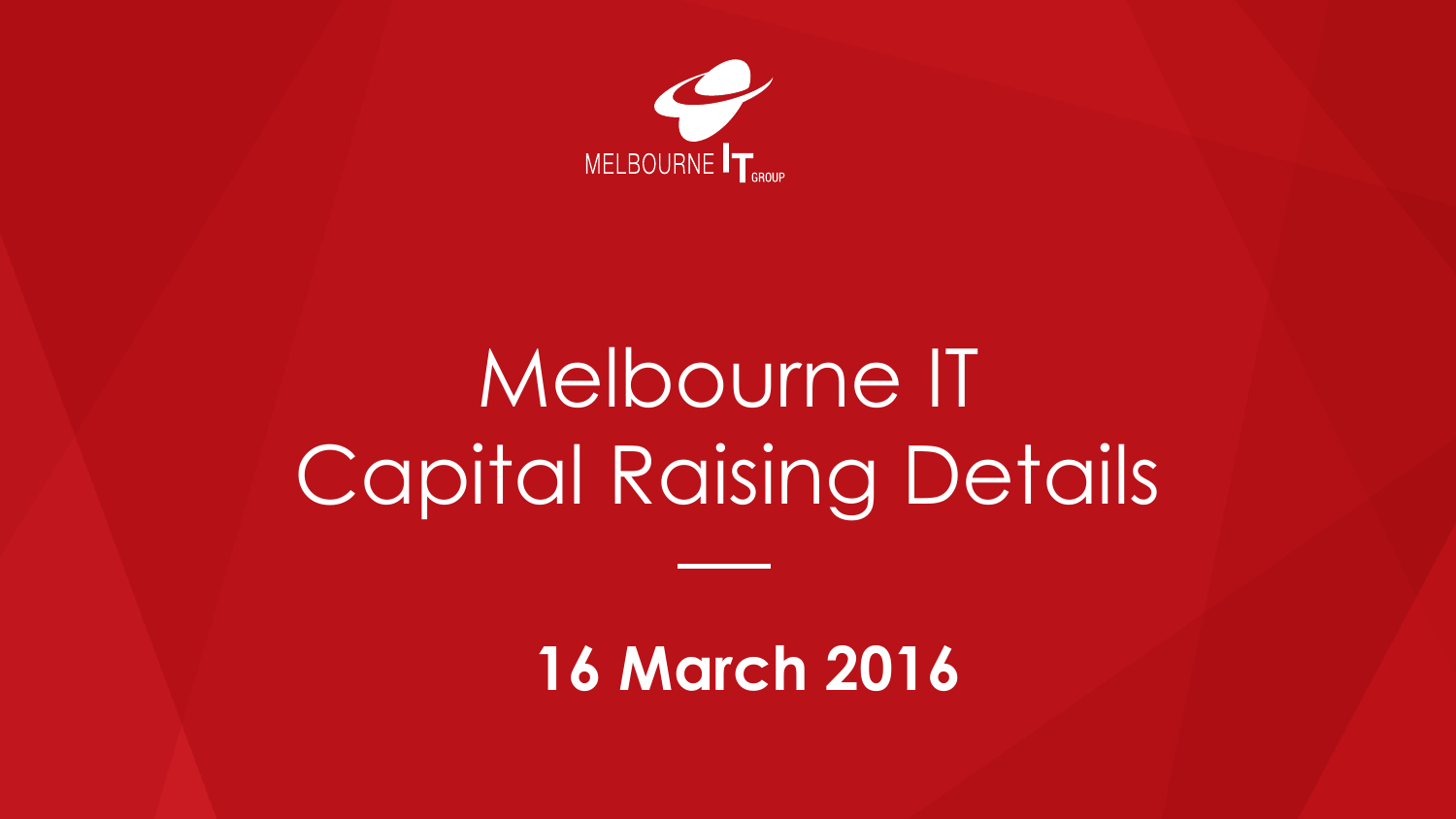MELBOURNE IT GROUP

# Melbourne IT Capital Raising Details

**16 March 2016**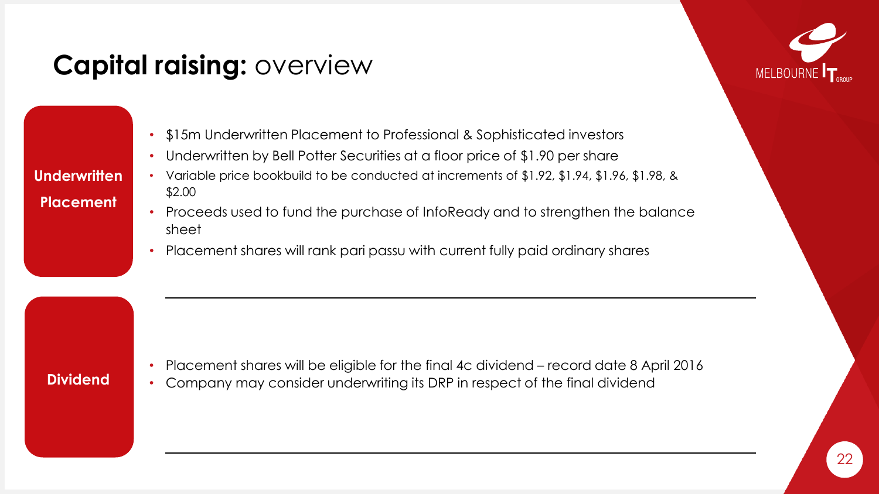# **Capital raising:** overview

MELBOURNE IT GROUP

## Underwritten Placement

- $15m Underwritten Placement to Professional & Sophisticated investors
- Underwritten by Bell Potter Securities at a floor price of $1.90 per share
- Variable price bookbuild to be conducted at increments of $1.92, $1.94, $1.96, $1.98, & $2.00
- Proceeds used to fund the purchase of InfoReady and to strengthen the balance sheet
- Placement shares will rank pari passu with current fully paid ordinary shares

## Dividend

- Placement shares will be eligible for the final 4c dividend – record date 8 April 2016
- Company may consider underwriting its DRP in respect of the final dividend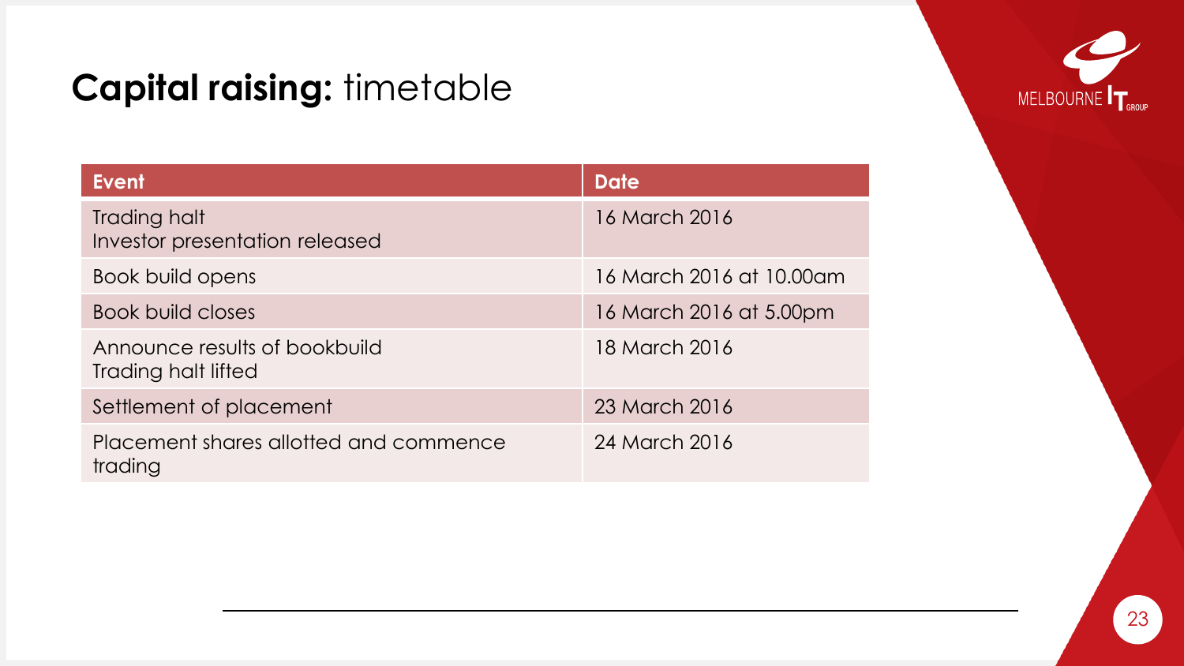# **Capital raising:** timetable

| Event | Date |
|---|---|
| Trading halt<br>Investor presentation released | 16 March 2016 |
| Book build opens | 16 March 2016 at 10.00am |
| Book build closes | 16 March 2016 at 5.00pm |
| Announce results of bookbuild<br>Trading halt lifted | 18 March 2016 |
| Settlement of placement | 23 March 2016 |
| Placement shares allotted and commence trading | 24 March 2016 |